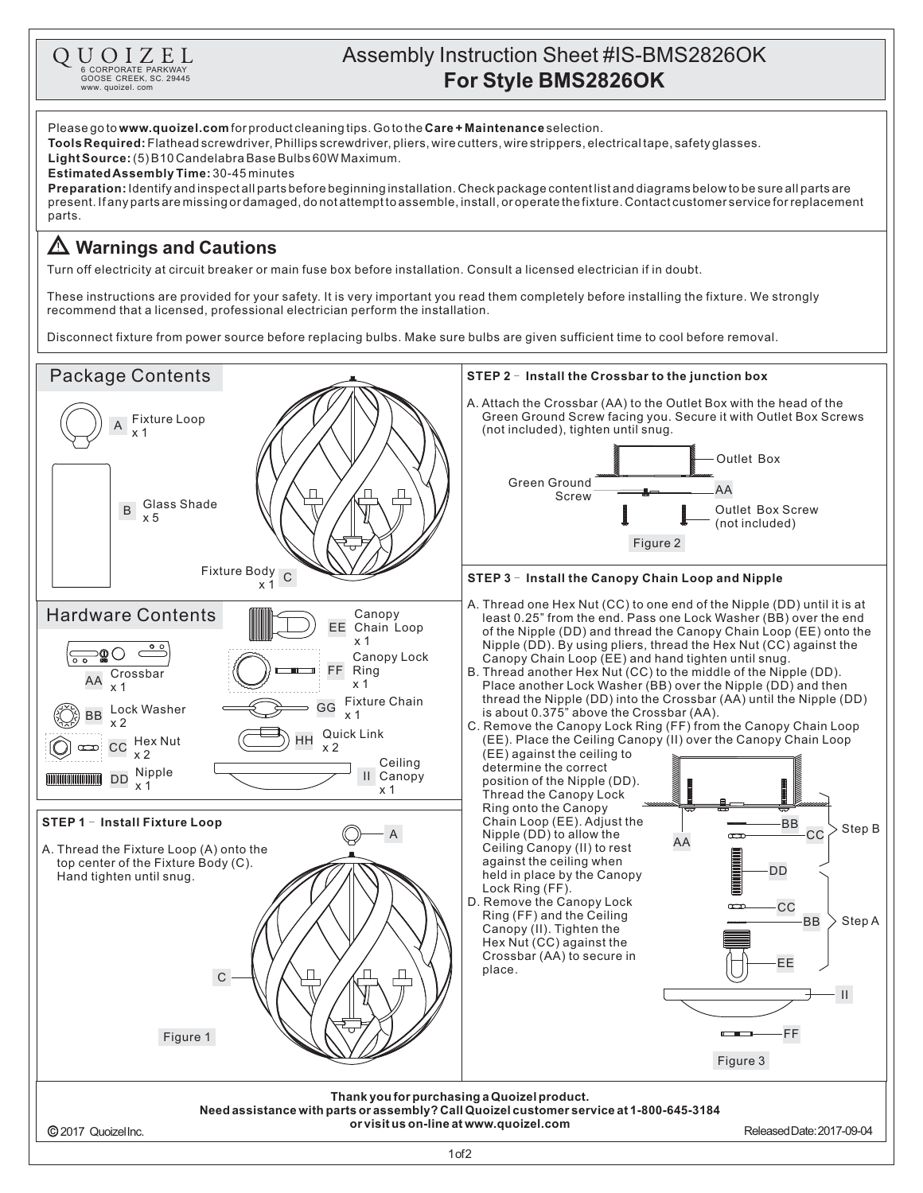QUOIZEL
6 CORPORATE PARKWAY
GOOSE CREEK, SC. 29445
www. quoizel. com

# Assembly Instruction Sheet #IS-BMS2826OK
## For Style BMS2826OK

Please go to **www.quoizel.com** for product cleaning tips. Go to the **Care + Maintenance** selection.
**Tools Required:** Flathead screwdriver, Phillips screwdriver, pliers, wire cutters, wire strippers, electrical tape, safety glasses.
**Light Source:** (5) B10 Candelabra Base Bulbs 60W Maximum.
**Estimated Assembly Time:** 30-45 minutes
**Preparation:** Identify and inspect all parts before beginning installation. Check package content list and diagrams below to be sure all parts are present. If any parts are missing or damaged, do not attempt to assemble, install, or operate the fixture. Contact customer service for replacement parts.

## ⚠ Warnings and Cautions

Turn off electricity at circuit breaker or main fuse box before installation. Consult a licensed electrician if in doubt.

These instructions are provided for your safety. It is very important you read them completely before installing the fixture. We strongly recommend that a licensed, professional electrician perform the installation.

Disconnect fixture from power source before replacing bulbs. Make sure bulbs are given sufficient time to cool before removal.

## Package Contents

- A Fixture Loop x 1
- B Glass Shade x 5
- C Fixture Body x 1

## Hardware Contents

- AA Crossbar x 1
- BB Lock Washer x 2
- CC Hex Nut x 2
- DD Nipple x 1
- EE Canopy Chain Loop x 1
- FF Canopy Lock Ring x 1
- GG Fixture Chain x 1
- HH Quick Link x 2
- II Ceiling Canopy x 1

### STEP 1 – Install Fixture Loop

A. Thread the Fixture Loop (A) onto the top center of the Fixture Body (C). Hand tighten until snug.

Figure 1

### STEP 2 – Install the Crossbar to the junction box

A. Attach the Crossbar (AA) to the Outlet Box with the head of the Green Ground Screw facing you. Secure it with Outlet Box Screws (not included), tighten until snug.

Outlet Box
Green Ground Screw
AA
Outlet Box Screw (not included)

Figure 2

### STEP 3 – Install the Canopy Chain Loop and Nipple

A. Thread one Hex Nut (CC) to one end of the Nipple (DD) until it is at least 0.25" from the end. Pass one Lock Washer (BB) over the end of the Nipple (DD) and thread the Canopy Chain Loop (EE) onto the Nipple (DD). By using pliers, thread the Hex Nut (CC) against the Canopy Chain Loop (EE) and hand tighten until snug.
B. Thread another Hex Nut (CC) to the middle of the Nipple (DD). Place another Lock Washer (BB) over the Nipple (DD) and then thread the Nipple (DD) into the Crossbar (AA) until the Nipple (DD) is about 0.375" above the Crossbar (AA).
C. Remove the Canopy Lock Ring (FF) from the Canopy Chain Loop (EE). Place the Ceiling Canopy (II) over the Canopy Chain Loop (EE) against the ceiling to determine the correct position of the Nipple (DD). Thread the Canopy Lock Ring onto the Canopy Chain Loop (EE). Adjust the Nipple (DD) to allow the Ceiling Canopy (II) to rest against the ceiling when held in place by the Canopy Lock Ring (FF).
D. Remove the Canopy Lock Ring (FF) and the Ceiling Canopy (II). Tighten the Hex Nut (CC) against the Crossbar (AA) to secure in place.

AA, BB, CC, DD (Step B); CC, BB, EE (Step A); II; FF

Figure 3

**Thank you for purchasing a Quoizel product.**
**Need assistance with parts or assembly? Call Quoizel customer service at 1-800-645-3184 or visit us on-line at www.quoizel.com**

© 2017 Quoizel Inc. Released Date: 2017-09-04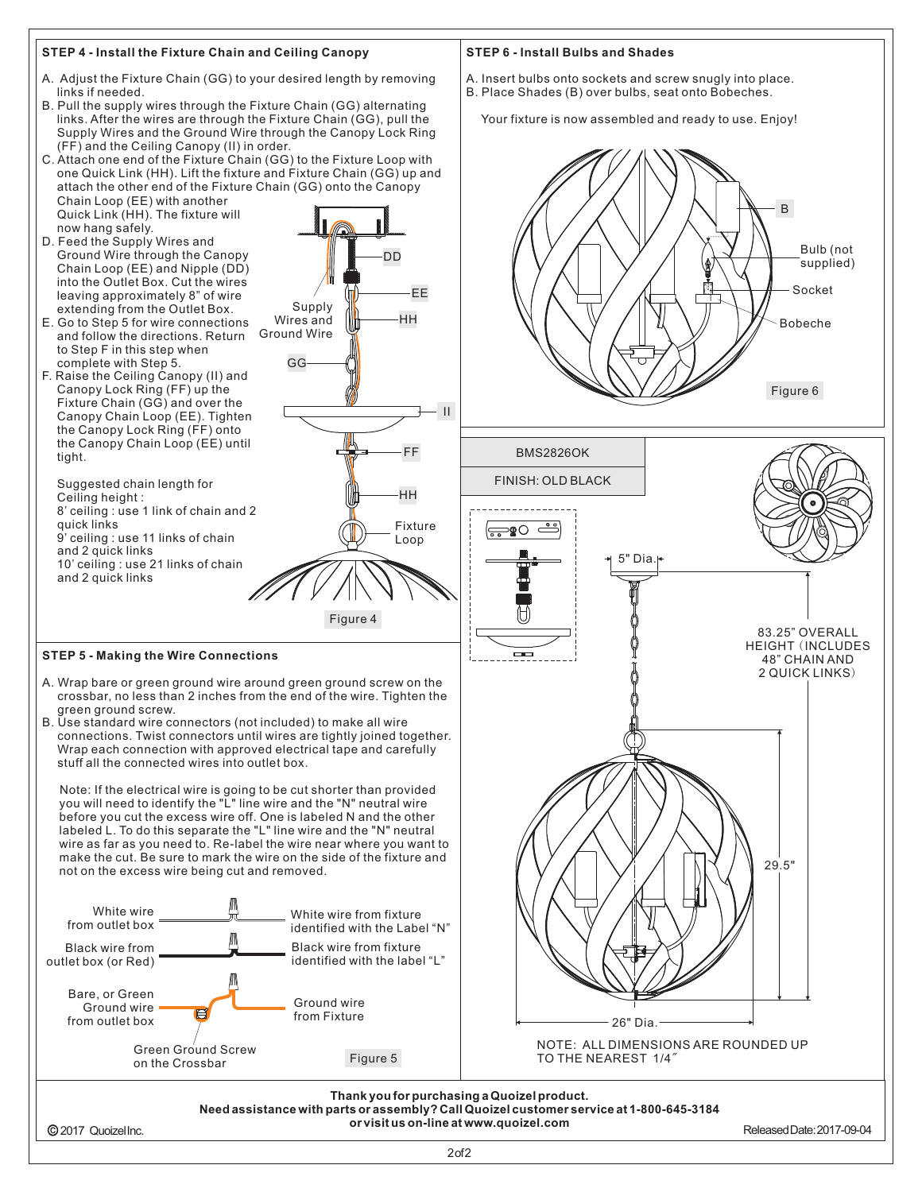## STEP 4 - Install the Fixture Chain and Ceiling Canopy

A. Adjust the Fixture Chain (GG) to your desired length by removing links if needed.
B. Pull the supply wires through the Fixture Chain (GG) alternating links. After the wires are through the Fixture Chain (GG), pull the Supply Wires and the Ground Wire through the Canopy Lock Ring (FF) and the Ceiling Canopy (II) in order.
C. Attach one end of the Fixture Chain (GG) to the Fixture Loop with one Quick Link (HH). Lift the fixture and Fixture Chain (GG) up and attach the other end of the Fixture Chain (GG) onto the Canopy Chain Loop (EE) with another Quick Link (HH). The fixture will now hang safely.
D. Feed the Supply Wires and Ground Wire through the Canopy Chain Loop (EE) and Nipple (DD) into the Outlet Box. Cut the wires leaving approximately 8" of wire extending from the Outlet Box.
E. Go to Step 5 for wire connections and follow the directions. Return to Step F in this step when complete with Step 5.
F. Raise the Ceiling Canopy (II) and Canopy Lock Ring (FF) up the Fixture Chain (GG) and over the Canopy Chain Loop (EE). Tighten the Canopy Lock Ring (FF) onto the Canopy Chain Loop (EE) until tight.

Suggested chain length for Ceiling height :
8' ceiling : use 1 link of chain and 2 quick links
9' ceiling : use 11 links of chain and 2 quick links
10' ceiling : use 21 links of chain and 2 quick links

DD
EE
Supply Wires and Ground Wire
HH
GG
II
FF
HH
Fixture Loop

Figure 4

## STEP 5 - Making the Wire Connections

A. Wrap bare or green ground wire around green ground screw on the crossbar, no less than 2 inches from the end of the wire. Tighten the green ground screw.
B. Use standard wire connectors (not included) to make all wire connections. Twist connectors until wires are tightly joined together. Wrap each connection with approved electrical tape and carefully stuff all the connected wires into outlet box.

Note: If the electrical wire is going to be cut shorter than provided you will need to identify the "L" line wire and the "N" neutral wire before you cut the excess wire off. One is labeled N and the other labeled L. To do this separate the "L" line wire and the "N" neutral wire as far as you need to. Re-label the wire near where you want to make the cut. Be sure to mark the wire on the side of the fixture and not on the excess wire being cut and removed.

White wire from outlet box
White wire from fixture identified with the Label "N"
Black wire from outlet box (or Red)
Black wire from fixture identified with the label "L"
Bare, or Green Ground wire from outlet box
Ground wire from Fixture
Green Ground Screw on the Crossbar

Figure 5

## STEP 6 - Install Bulbs and Shades

A. Insert bulbs onto sockets and screw snugly into place.
B. Place Shades (B) over bulbs, seat onto Bobeches.

Your fixture is now assembled and ready to use. Enjoy!

B
Bulb (not supplied)
Socket
Bobeche

Figure 6

| | |
|---|---|
| BMS2826OK | |
| FINISH: OLD BLACK | |

5" Dia.
83.25" OVERALL HEIGHT（INCLUDES 48" CHAIN AND 2 QUICK LINKS）
29.5"
26" Dia.

NOTE: ALL DIMENSIONS ARE ROUNDED UP TO THE NEAREST 1/4"

**Thank you for purchasing a Quoizel product.**
**Need assistance with parts or assembly? Call Quoizel customer service at 1-800-645-3184 or visit us on-line at www.quoizel.com**

© 2017 Quoizel Inc.
Released Date: 2017-09-04